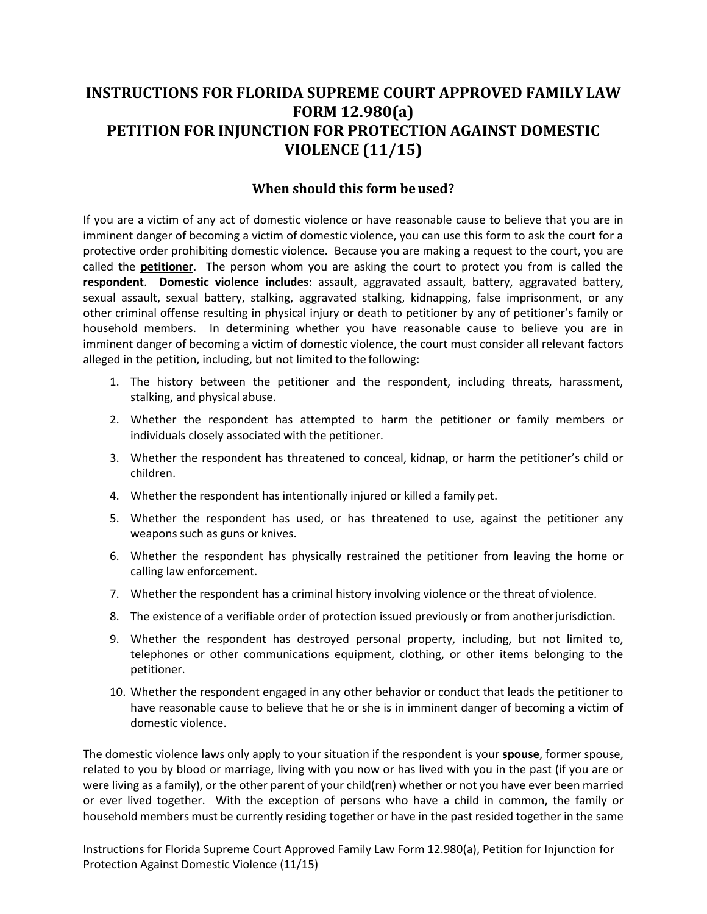# INSTRUCTIONS FOR FLORIDA SUPREME COURT APPROVED FAMILY LAW FORM 12.980(a) PETITION FOR INJUNCTION FOR PROTECTION AGAINST DOMESTIC VIOLENCE (11/15)

## When should this form be used?

If you are a victim of any act of domestic violence or have reasonable cause to believe that you are in imminent danger of becoming a victim of domestic violence, you can use this form to ask the court for a protective order prohibiting domestic violence. Because you are making a request to the court, you are called the **petitioner**. The person whom you are asking the court to protect you from is called the **respondent**. **Domestic violence includes**: assault, aggravated assault, battery, aggravated battery, sexual assault, sexual battery, stalking, aggravated stalking, kidnapping, false imprisonment, or any other criminal offense resulting in physical injury or death to petitioner by any of petitioner's family or household members. In determining whether you have reasonable cause to believe you are in imminent danger of becoming a victim of domestic violence, the court must consider all relevant factors alleged in the petition, including, but not limited to the following:

1. The history between the petitioner and the respondent, including threats, harassment, stalking, and physical abuse.
2. Whether the respondent has attempted to harm the petitioner or family members or individuals closely associated with the petitioner.
3. Whether the respondent has threatened to conceal, kidnap, or harm the petitioner's child or children.
4. Whether the respondent has intentionally injured or killed a family pet.
5. Whether the respondent has used, or has threatened to use, against the petitioner any weapons such as guns or knives.
6. Whether the respondent has physically restrained the petitioner from leaving the home or calling law enforcement.
7. Whether the respondent has a criminal history involving violence or the threat of violence.
8. The existence of a verifiable order of protection issued previously or from another jurisdiction.
9. Whether the respondent has destroyed personal property, including, but not limited to, telephones or other communications equipment, clothing, or other items belonging to the petitioner.
10. Whether the respondent engaged in any other behavior or conduct that leads the petitioner to have reasonable cause to believe that he or she is in imminent danger of becoming a victim of domestic violence.

The domestic violence laws only apply to your situation if the respondent is your **spouse**, former spouse, related to you by blood or marriage, living with you now or has lived with you in the past (if you are or were living as a family), or the other parent of your child(ren) whether or not you have ever been married or ever lived together. With the exception of persons who have a child in common, the family or household members must be currently residing together or have in the past resided together in the same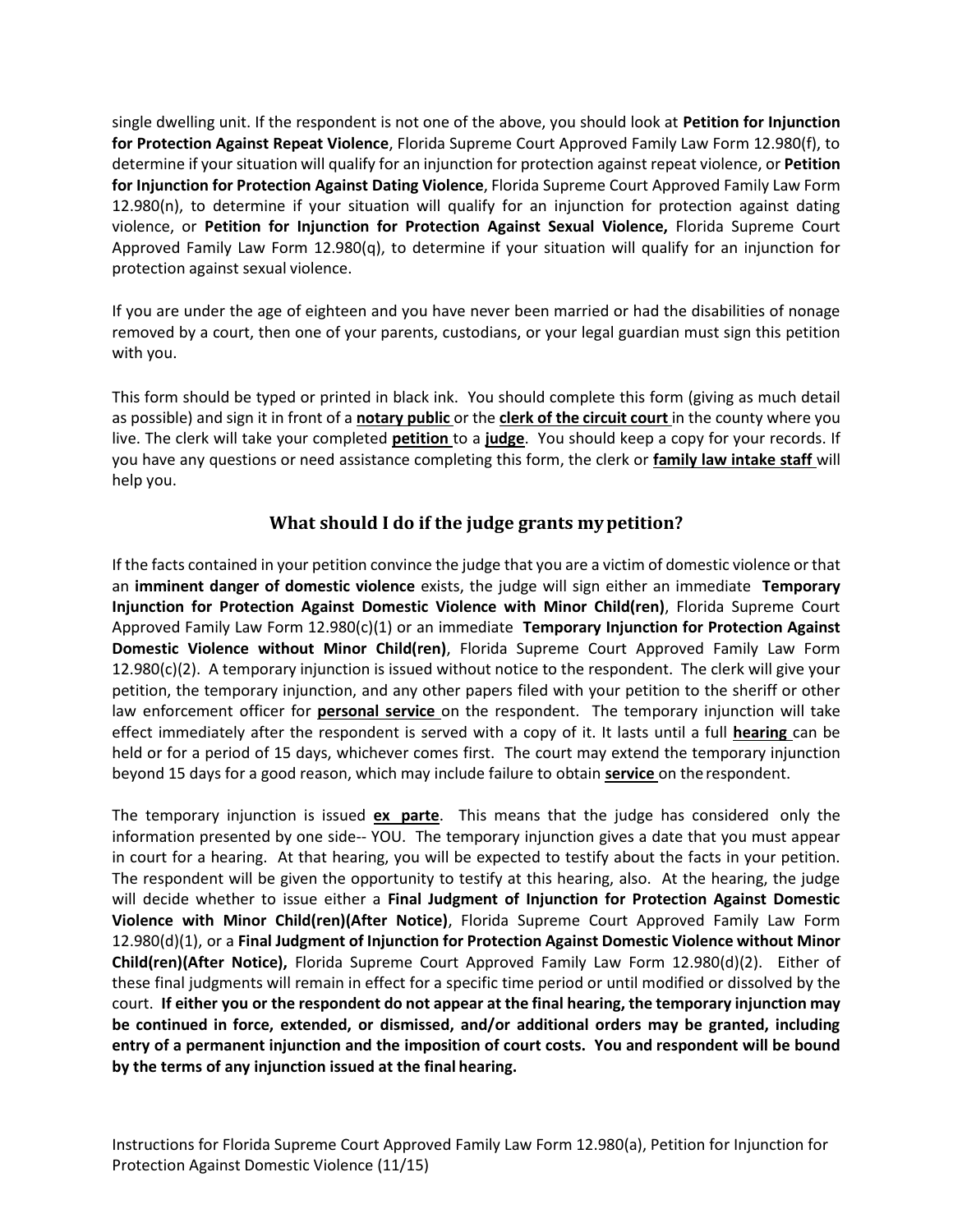single dwelling unit. If the respondent is not one of the above, you should look at **Petition for Injunction for Protection Against Repeat Violence**, Florida Supreme Court Approved Family Law Form 12.980(f), to determine if your situation will qualify for an injunction for protection against repeat violence, or **Petition for Injunction for Protection Against Dating Violence**, Florida Supreme Court Approved Family Law Form 12.980(n), to determine if your situation will qualify for an injunction for protection against dating violence, or **Petition for Injunction for Protection Against Sexual Violence,** Florida Supreme Court Approved Family Law Form 12.980(q), to determine if your situation will qualify for an injunction for protection against sexual violence.

If you are under the age of eighteen and you have never been married or had the disabilities of nonage removed by a court, then one of your parents, custodians, or your legal guardian must sign this petition with you.

This form should be typed or printed in black ink. You should complete this form (giving as much detail as possible) and sign it in front of a **notary public** or the **clerk of the circuit court** in the county where you live. The clerk will take your completed **petition** to a **judge**. You should keep a copy for your records. If you have any questions or need assistance completing this form, the clerk or **family law intake staff** will help you.

## What should I do if the judge grants my petition?

If the facts contained in your petition convince the judge that you are a victim of domestic violence or that an **imminent danger of domestic violence** exists, the judge will sign either an immediate **Temporary Injunction for Protection Against Domestic Violence with Minor Child(ren)**, Florida Supreme Court Approved Family Law Form 12.980(c)(1) or an immediate **Temporary Injunction for Protection Against Domestic Violence without Minor Child(ren)**, Florida Supreme Court Approved Family Law Form 12.980(c)(2). A temporary injunction is issued without notice to the respondent. The clerk will give your petition, the temporary injunction, and any other papers filed with your petition to the sheriff or other law enforcement officer for **personal service** on the respondent. The temporary injunction will take effect immediately after the respondent is served with a copy of it. It lasts until a full **hearing** can be held or for a period of 15 days, whichever comes first. The court may extend the temporary injunction beyond 15 days for a good reason, which may include failure to obtain **service** on the respondent.

The temporary injunction is issued **ex parte**. This means that the judge has considered only the information presented by one side-- YOU. The temporary injunction gives a date that you must appear in court for a hearing. At that hearing, you will be expected to testify about the facts in your petition. The respondent will be given the opportunity to testify at this hearing, also. At the hearing, the judge will decide whether to issue either a **Final Judgment of Injunction for Protection Against Domestic Violence with Minor Child(ren)(After Notice)**, Florida Supreme Court Approved Family Law Form 12.980(d)(1), or a **Final Judgment of Injunction for Protection Against Domestic Violence without Minor Child(ren)(After Notice),** Florida Supreme Court Approved Family Law Form 12.980(d)(2). Either of these final judgments will remain in effect for a specific time period or until modified or dissolved by the court. **If either you or the respondent do not appear at the final hearing, the temporary injunction may be continued in force, extended, or dismissed, and/or additional orders may be granted, including entry of a permanent injunction and the imposition of court costs. You and respondent will be bound by the terms of any injunction issued at the final hearing.**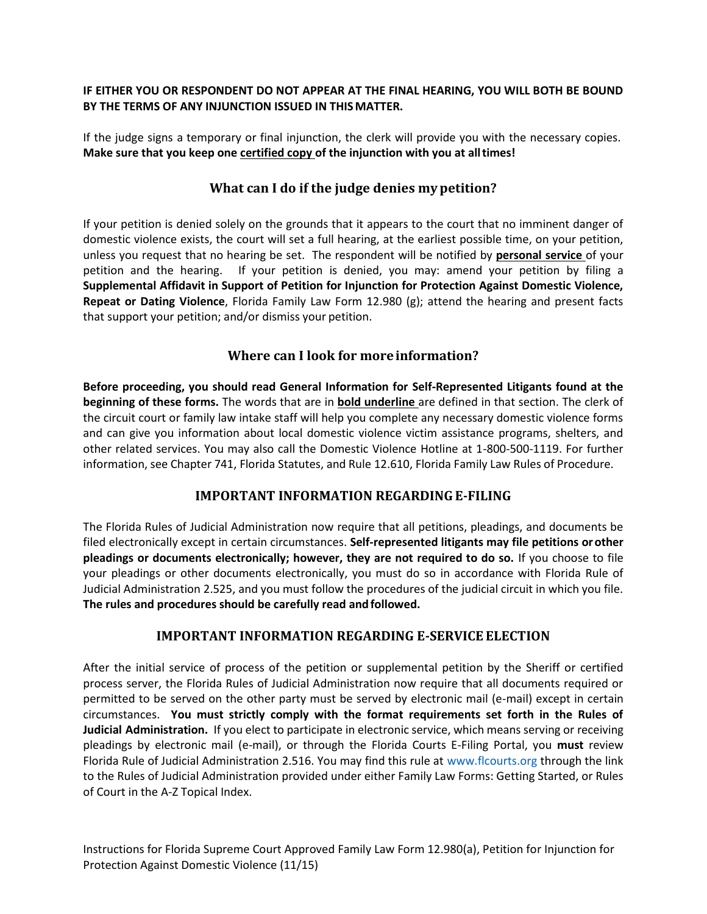**IF EITHER YOU OR RESPONDENT DO NOT APPEAR AT THE FINAL HEARING, YOU WILL BOTH BE BOUND BY THE TERMS OF ANY INJUNCTION ISSUED IN THIS MATTER.**

If the judge signs a temporary or final injunction, the clerk will provide you with the necessary copies. **Make sure that you keep one <u>certified copy</u> of the injunction with you at all times!**

## What can I do if the judge denies my petition?

If your petition is denied solely on the grounds that it appears to the court that no imminent danger of domestic violence exists, the court will set a full hearing, at the earliest possible time, on your petition, unless you request that no hearing be set. The respondent will be notified by **<u>personal service</u>** of your petition and the hearing. If your petition is denied, you may: amend your petition by filing a **Supplemental Affidavit in Support of Petition for Injunction for Protection Against Domestic Violence, Repeat or Dating Violence**, Florida Family Law Form 12.980 (g); attend the hearing and present facts that support your petition; and/or dismiss your petition.

## Where can I look for more information?

**Before proceeding, you should read General Information for Self-Represented Litigants found at the beginning of these forms.** The words that are in **<u>bold underline</u>** are defined in that section. The clerk of the circuit court or family law intake staff will help you complete any necessary domestic violence forms and can give you information about local domestic violence victim assistance programs, shelters, and other related services. You may also call the Domestic Violence Hotline at 1-800-500-1119. For further information, see Chapter 741, Florida Statutes, and Rule 12.610, Florida Family Law Rules of Procedure.

## IMPORTANT INFORMATION REGARDING E-FILING

The Florida Rules of Judicial Administration now require that all petitions, pleadings, and documents be filed electronically except in certain circumstances. **Self-represented litigants may file petitions or other pleadings or documents electronically; however, they are not required to do so.** If you choose to file your pleadings or other documents electronically, you must do so in accordance with Florida Rule of Judicial Administration 2.525, and you must follow the procedures of the judicial circuit in which you file. **The rules and procedures should be carefully read and followed.**

## IMPORTANT INFORMATION REGARDING E-SERVICE ELECTION

After the initial service of process of the petition or supplemental petition by the Sheriff or certified process server, the Florida Rules of Judicial Administration now require that all documents required or permitted to be served on the other party must be served by electronic mail (e-mail) except in certain circumstances. **You must strictly comply with the format requirements set forth in the Rules of Judicial Administration.** If you elect to participate in electronic service, which means serving or receiving pleadings by electronic mail (e-mail), or through the Florida Courts E-Filing Portal, you **must** review Florida Rule of Judicial Administration 2.516. You may find this rule at www.flcourts.org through the link to the Rules of Judicial Administration provided under either Family Law Forms: Getting Started, or Rules of Court in the A-Z Topical Index.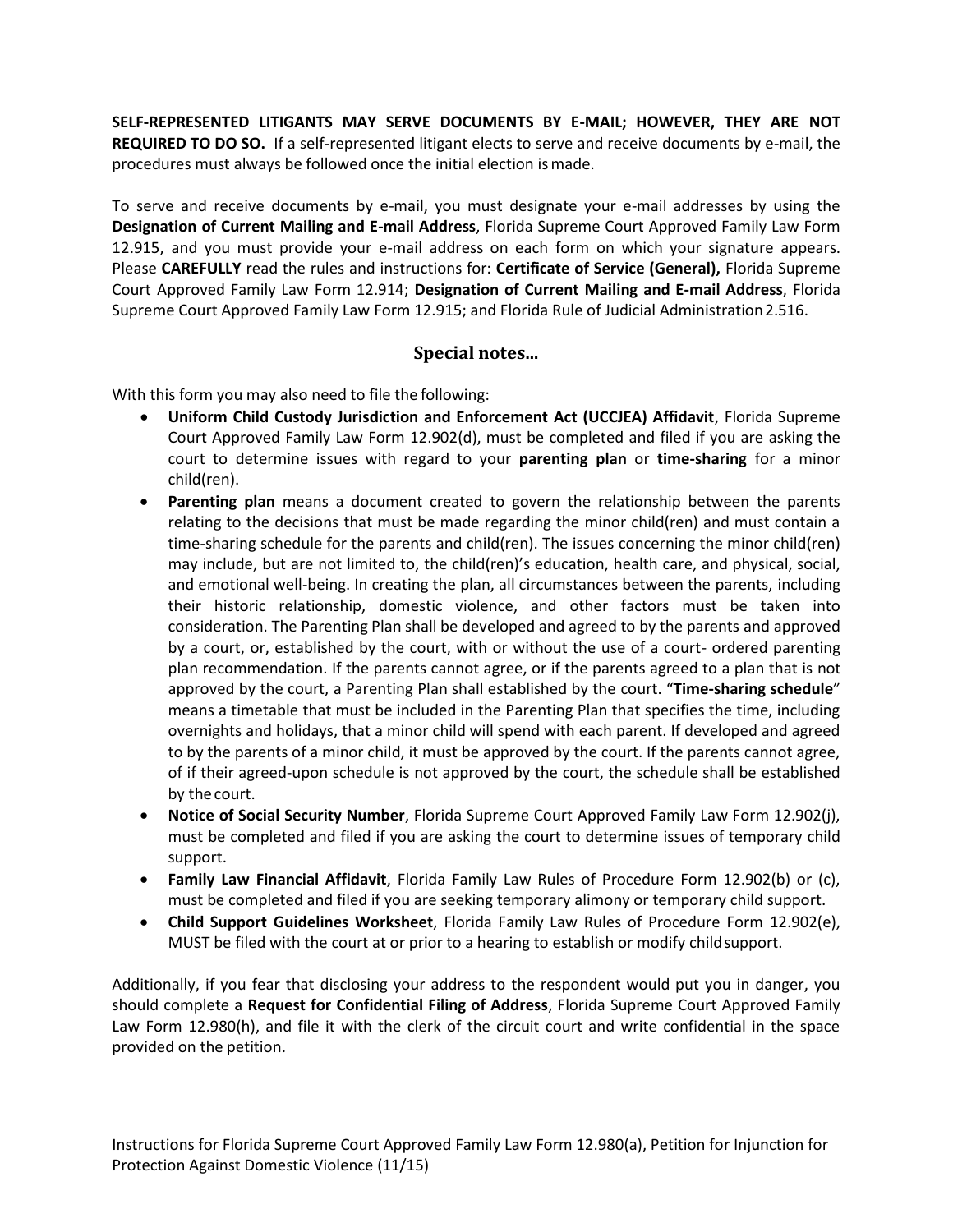**SELF-REPRESENTED LITIGANTS MAY SERVE DOCUMENTS BY E-MAIL; HOWEVER, THEY ARE NOT REQUIRED TO DO SO.** If a self-represented litigant elects to serve and receive documents by e-mail, the procedures must always be followed once the initial election is made.

To serve and receive documents by e-mail, you must designate your e-mail addresses by using the **Designation of Current Mailing and E-mail Address**, Florida Supreme Court Approved Family Law Form 12.915, and you must provide your e-mail address on each form on which your signature appears. Please **CAREFULLY** read the rules and instructions for: **Certificate of Service (General),** Florida Supreme Court Approved Family Law Form 12.914; **Designation of Current Mailing and E-mail Address**, Florida Supreme Court Approved Family Law Form 12.915; and Florida Rule of Judicial Administration 2.516.

## Special notes...

With this form you may also need to file the following:

- **Uniform Child Custody Jurisdiction and Enforcement Act (UCCJEA) Affidavit**, Florida Supreme Court Approved Family Law Form 12.902(d), must be completed and filed if you are asking the court to determine issues with regard to your **parenting plan** or **time-sharing** for a minor child(ren).
- **Parenting plan** means a document created to govern the relationship between the parents relating to the decisions that must be made regarding the minor child(ren) and must contain a time-sharing schedule for the parents and child(ren). The issues concerning the minor child(ren) may include, but are not limited to, the child(ren)'s education, health care, and physical, social, and emotional well-being. In creating the plan, all circumstances between the parents, including their historic relationship, domestic violence, and other factors must be taken into consideration. The Parenting Plan shall be developed and agreed to by the parents and approved by a court, or, established by the court, with or without the use of a court- ordered parenting plan recommendation. If the parents cannot agree, or if the parents agreed to a plan that is not approved by the court, a Parenting Plan shall established by the court. "**Time-sharing schedule**" means a timetable that must be included in the Parenting Plan that specifies the time, including overnights and holidays, that a minor child will spend with each parent. If developed and agreed to by the parents of a minor child, it must be approved by the court. If the parents cannot agree, of if their agreed-upon schedule is not approved by the court, the schedule shall be established by the court.
- **Notice of Social Security Number**, Florida Supreme Court Approved Family Law Form 12.902(j), must be completed and filed if you are asking the court to determine issues of temporary child support.
- **Family Law Financial Affidavit**, Florida Family Law Rules of Procedure Form 12.902(b) or (c), must be completed and filed if you are seeking temporary alimony or temporary child support.
- **Child Support Guidelines Worksheet**, Florida Family Law Rules of Procedure Form 12.902(e), MUST be filed with the court at or prior to a hearing to establish or modify child support.

Additionally, if you fear that disclosing your address to the respondent would put you in danger, you should complete a **Request for Confidential Filing of Address**, Florida Supreme Court Approved Family Law Form 12.980(h), and file it with the clerk of the circuit court and write confidential in the space provided on the petition.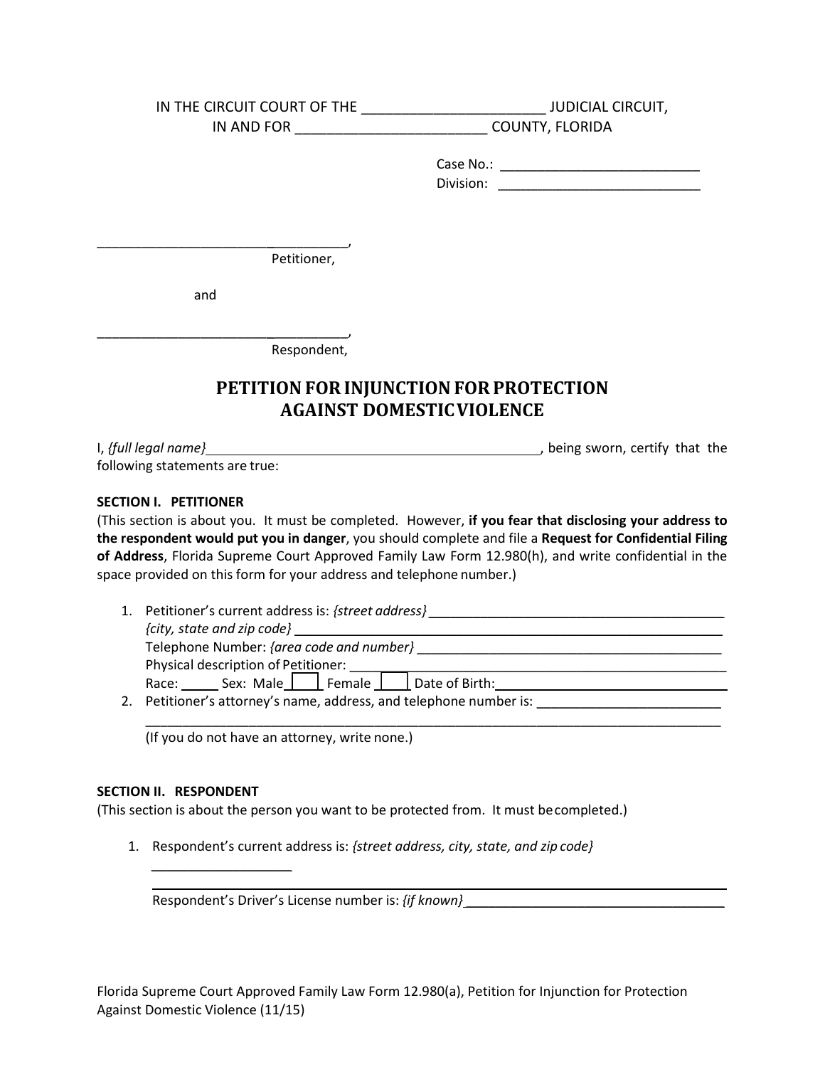IN THE CIRCUIT COURT OF THE _______________________ JUDICIAL CIRCUIT,
IN AND FOR ________________________ COUNTY, FLORIDA

Case No.: ___________________________
Division: ___________________________

___________________________________,
Petitioner,

and

___________________________________,
Respondent,

# PETITION FOR INJUNCTION FOR PROTECTION AGAINST DOMESTIC VIOLENCE

I, *{full legal name}* ____________________________________________, being sworn, certify that the following statements are true:

**SECTION I. PETITIONER**
(This section is about you. It must be completed. However, **if you fear that disclosing your address to the respondent would put you in danger**, you should complete and file a **Request for Confidential Filing of Address**, Florida Supreme Court Approved Family Law Form 12.980(h), and write confidential in the space provided on this form for your address and telephone number.)

1. Petitioner's current address is: *{street address}* ________________________________________
   *{city, state and zip code}* ______________________________________________________________
   Telephone Number: *{area code and number}* ___________________________________________
   Physical description of Petitioner: _________________________________________________
   Race: _____ Sex: Male ☐ Female ☐ Date of Birth: ____________________________
2. Petitioner's attorney's name, address, and telephone number is: ________________________
   ___________________________________________________________________________________
   (If you do not have an attorney, write none.)

**SECTION II. RESPONDENT**
(This section is about the person you want to be protected from. It must be completed.)

1. Respondent's current address is: *{street address, city, state, and zip code}*
   ___________________
   ___________________________________________________________________________________
   Respondent's Driver's License number is: *{if known}* ___________________________________

Florida Supreme Court Approved Family Law Form 12.980(a), Petition for Injunction for Protection Against Domestic Violence (11/15)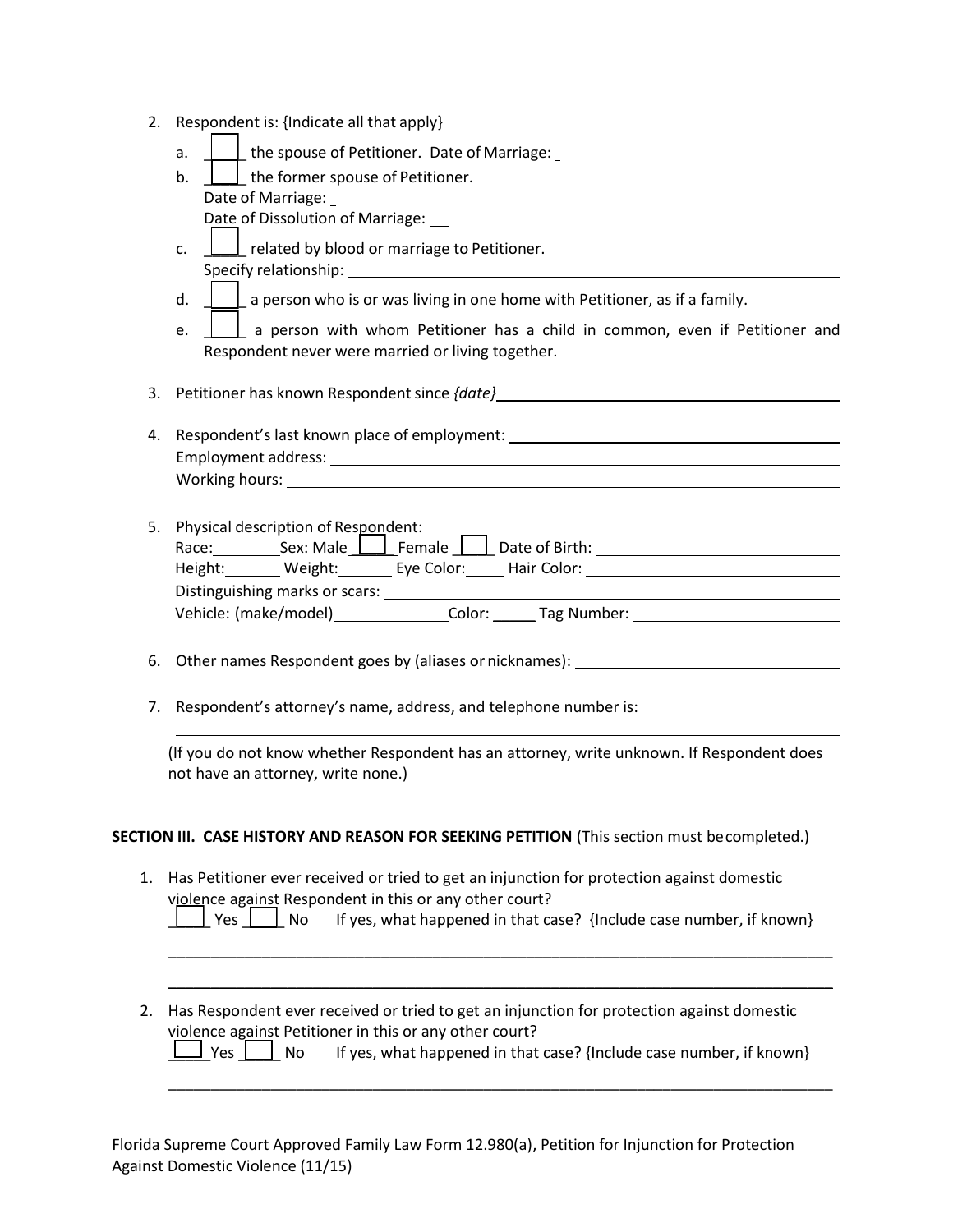2. Respondent is: {Indicate all that apply}

   a. ____ the spouse of Petitioner. Date of Marriage: _
   
   b. ____ the former spouse of Petitioner.
   Date of Marriage: _
   Date of Dissolution of Marriage: __
   
   c. ____ related by blood or marriage to Petitioner.
   Specify relationship: ________________________________________________
   
   d. ____ a person who is or was living in one home with Petitioner, as if a family.
   
   e. ____ a person with whom Petitioner has a child in common, even if Petitioner and Respondent never were married or living together.

3. Petitioner has known Respondent since *{date}* ________________________________

4. Respondent's last known place of employment: ________________________________
   Employment address: ________________________________________________
   Working hours: ________________________________________________

5. Physical description of Respondent:
   Race:________Sex: Male____ Female ____ Date of Birth: ________________________
   Height:_______ Weight:_______ Eye Color:_____ Hair Color: ________________________
   Distinguishing marks or scars: ________________________________________________
   Vehicle: (make/model)______________Color: _____ Tag Number: ____________________

6. Other names Respondent goes by (aliases or nicknames): ________________________

7. Respondent's attorney's name, address, and telephone number is: ________________________
   ________________________________________________________________________

   (If you do not know whether Respondent has an attorney, write unknown. If Respondent does not have an attorney, write none.)

**SECTION III. CASE HISTORY AND REASON FOR SEEKING PETITION** (This section must be completed.)

1. Has Petitioner ever received or tried to get an injunction for protection against domestic violence against Respondent in this or any other court?
   ____ Yes ____ No If yes, what happened in that case? {Include case number, if known}
   
   ________________________________________________________________________
   
   ________________________________________________________________________

2. Has Respondent ever received or tried to get an injunction for protection against domestic violence against Petitioner in this or any other court?
   ____ Yes ____ No If yes, what happened in that case? {Include case number, if known}
   
   ________________________________________________________________________

Florida Supreme Court Approved Family Law Form 12.980(a), Petition for Injunction for Protection Against Domestic Violence (11/15)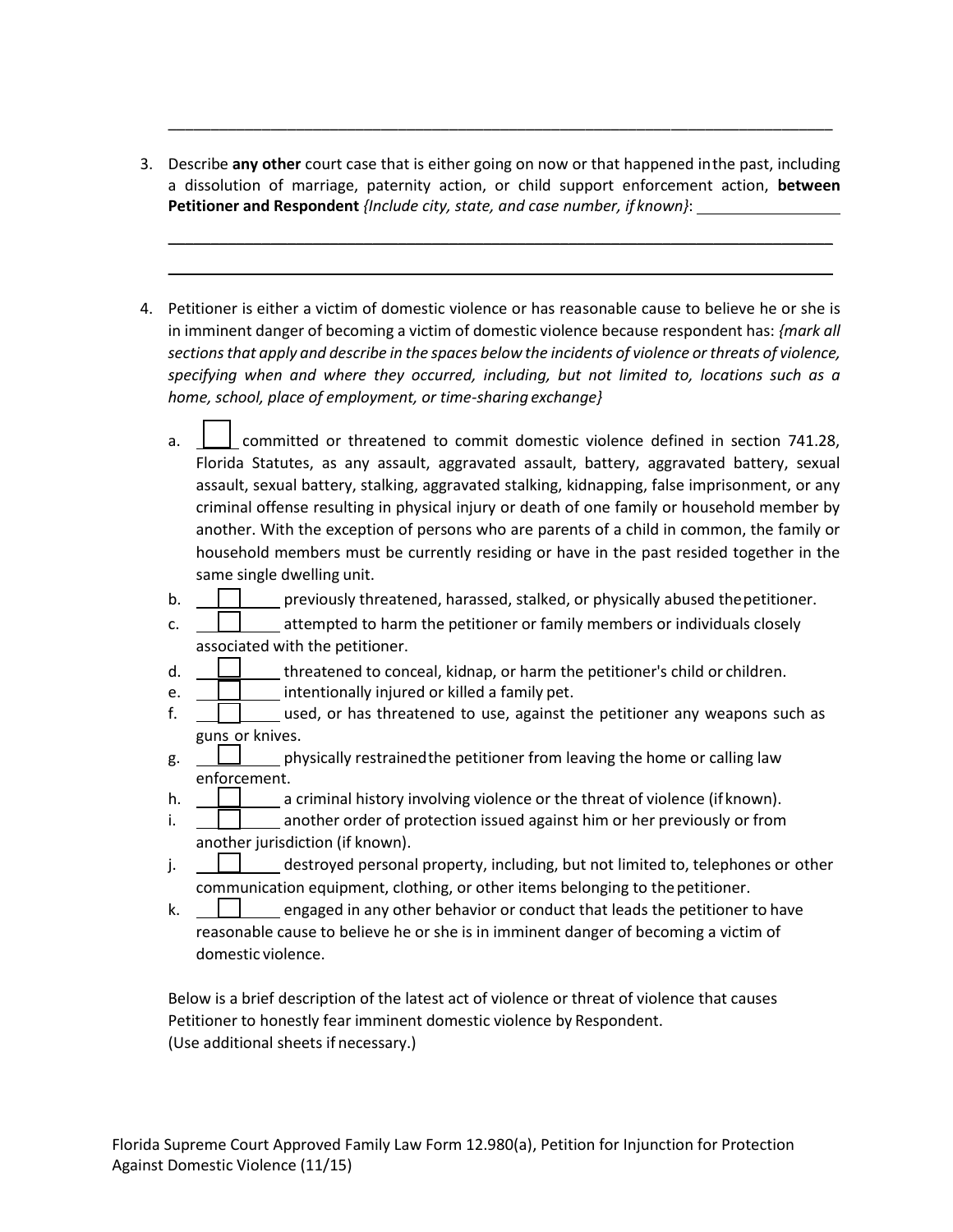\_\_\_\_\_\_\_\_\_\_\_\_\_\_\_\_\_\_\_\_\_\_\_\_\_\_\_\_\_\_\_\_\_\_\_\_\_\_\_\_\_\_\_\_\_\_\_\_\_\_\_\_\_\_\_\_\_\_\_\_\_\_\_\_\_\_\_\_\_\_\_\_\_\_\_\_\_\_

3. Describe **any other** court case that is either going on now or that happened in the past, including a dissolution of marriage, paternity action, or child support enforcement action, **between Petitioner and Respondent** *{Include city, state, and case number, if known}*: \_\_\_\_\_\_\_\_\_\_\_\_\_\_\_\_\_\_

   \_\_\_\_\_\_\_\_\_\_\_\_\_\_\_\_\_\_\_\_\_\_\_\_\_\_\_\_\_\_\_\_\_\_\_\_\_\_\_\_\_\_\_\_\_\_\_\_\_\_\_\_\_\_\_\_\_\_\_\_\_\_\_\_\_\_\_\_\_\_\_\_\_\_\_\_\_\_

   \_\_\_\_\_\_\_\_\_\_\_\_\_\_\_\_\_\_\_\_\_\_\_\_\_\_\_\_\_\_\_\_\_\_\_\_\_\_\_\_\_\_\_\_\_\_\_\_\_\_\_\_\_\_\_\_\_\_\_\_\_\_\_\_\_\_\_\_\_\_\_\_\_\_\_\_\_\_

4. Petitioner is either a victim of domestic violence or has reasonable cause to believe he or she is in imminent danger of becoming a victim of domestic violence because respondent has: *{mark all sections that apply and describe in the spaces below the incidents of violence or threats of violence, specifying when and where they occurred, including, but not limited to, locations such as a home, school, place of employment, or time-sharing exchange}*

   a. ☐ committed or threatened to commit domestic violence defined in section 741.28, Florida Statutes, as any assault, aggravated assault, battery, aggravated battery, sexual assault, sexual battery, stalking, aggravated stalking, kidnapping, false imprisonment, or any criminal offense resulting in physical injury or death of one family or household member by another. With the exception of persons who are parents of a child in common, the family or household members must be currently residing or have in the past resided together in the same single dwelling unit.
   
   b. ☐ previously threatened, harassed, stalked, or physically abused the petitioner.
   
   c. ☐ attempted to harm the petitioner or family members or individuals closely associated with the petitioner.
   
   d. ☐ threatened to conceal, kidnap, or harm the petitioner's child or children.
   
   e. ☐ intentionally injured or killed a family pet.
   
   f. ☐ used, or has threatened to use, against the petitioner any weapons such as guns or knives.
   
   g. ☐ physically restrained the petitioner from leaving the home or calling law enforcement.
   
   h. ☐ a criminal history involving violence or the threat of violence (if known).
   
   i. ☐ another order of protection issued against him or her previously or from another jurisdiction (if known).
   
   j. ☐ destroyed personal property, including, but not limited to, telephones or other communication equipment, clothing, or other items belonging to the petitioner.
   
   k. ☐ engaged in any other behavior or conduct that leads the petitioner to have reasonable cause to believe he or she is in imminent danger of becoming a victim of domestic violence.

   Below is a brief description of the latest act of violence or threat of violence that causes Petitioner to honestly fear imminent domestic violence by Respondent. (Use additional sheets if necessary.)

Florida Supreme Court Approved Family Law Form 12.980(a), Petition for Injunction for Protection Against Domestic Violence (11/15)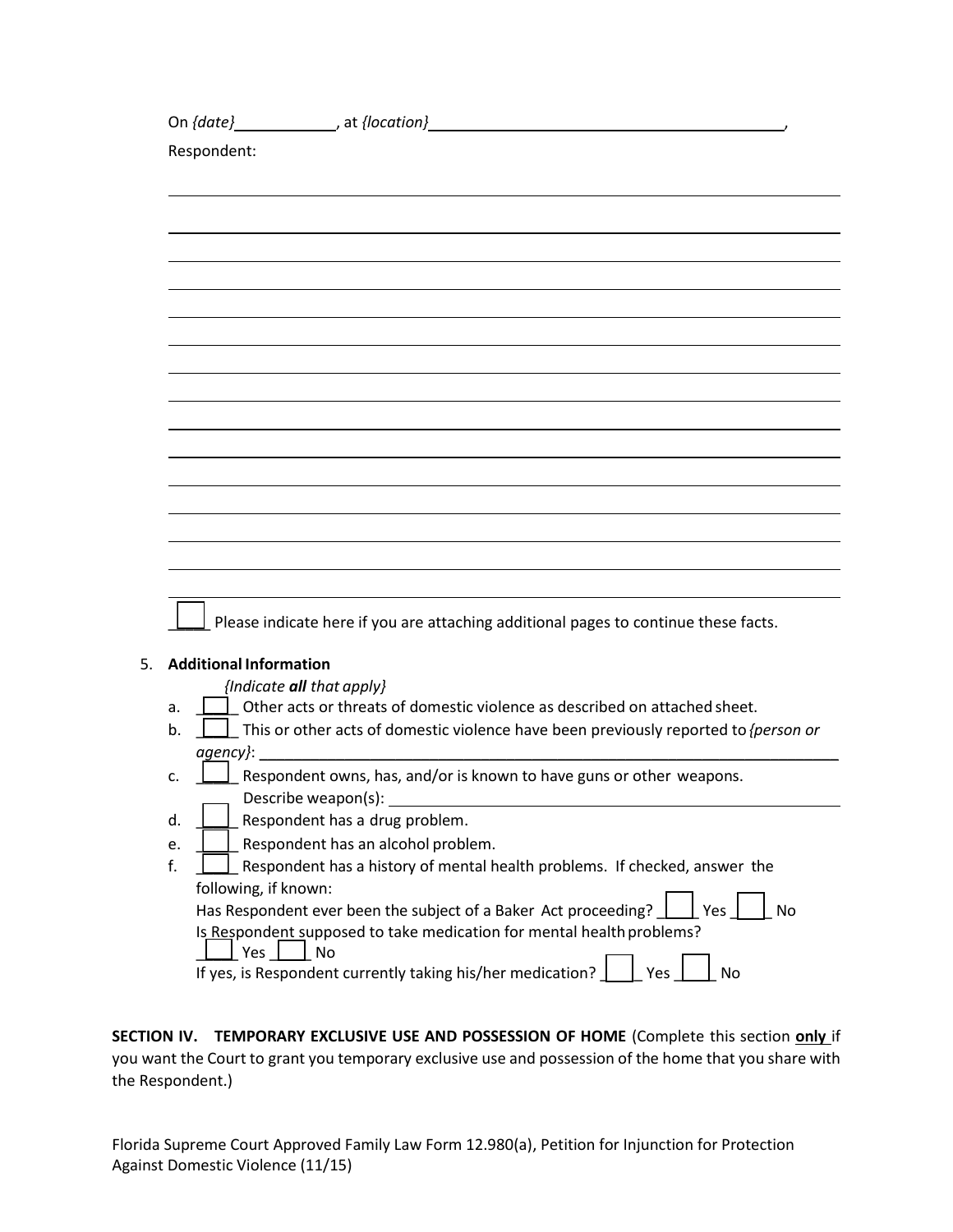On *{date}*\_\_\_\_\_\_\_\_\_\_\_\_, at *{location}*\_\_\_\_\_\_\_\_\_\_\_\_\_\_\_\_\_\_\_\_\_\_\_\_\_\_\_\_\_\_\_\_\_\_\_\_\_\_\_\_\_\_,

Respondent:

\_\_\_\_\_\_\_\_\_\_\_\_\_\_\_\_\_\_\_\_\_\_\_\_\_\_\_\_\_\_\_\_\_\_\_\_\_\_\_\_\_\_\_\_\_\_\_\_\_\_\_\_\_\_\_\_\_\_\_\_\_\_\_\_\_\_\_\_\_\_\_\_\_\_\_\_

\_\_\_\_\_\_\_\_\_\_\_\_\_\_\_\_\_\_\_\_\_\_\_\_\_\_\_\_\_\_\_\_\_\_\_\_\_\_\_\_\_\_\_\_\_\_\_\_\_\_\_\_\_\_\_\_\_\_\_\_\_\_\_\_\_\_\_\_\_\_\_\_\_\_\_\_

\_\_\_\_\_\_\_\_\_\_\_\_\_\_\_\_\_\_\_\_\_\_\_\_\_\_\_\_\_\_\_\_\_\_\_\_\_\_\_\_\_\_\_\_\_\_\_\_\_\_\_\_\_\_\_\_\_\_\_\_\_\_\_\_\_\_\_\_\_\_\_\_\_\_\_\_

\_\_\_\_\_\_\_\_\_\_\_\_\_\_\_\_\_\_\_\_\_\_\_\_\_\_\_\_\_\_\_\_\_\_\_\_\_\_\_\_\_\_\_\_\_\_\_\_\_\_\_\_\_\_\_\_\_\_\_\_\_\_\_\_\_\_\_\_\_\_\_\_\_\_\_\_

\_\_\_\_\_\_\_\_\_\_\_\_\_\_\_\_\_\_\_\_\_\_\_\_\_\_\_\_\_\_\_\_\_\_\_\_\_\_\_\_\_\_\_\_\_\_\_\_\_\_\_\_\_\_\_\_\_\_\_\_\_\_\_\_\_\_\_\_\_\_\_\_\_\_\_\_

\_\_\_\_\_\_\_\_\_\_\_\_\_\_\_\_\_\_\_\_\_\_\_\_\_\_\_\_\_\_\_\_\_\_\_\_\_\_\_\_\_\_\_\_\_\_\_\_\_\_\_\_\_\_\_\_\_\_\_\_\_\_\_\_\_\_\_\_\_\_\_\_\_\_\_\_

\_\_\_\_\_\_\_\_\_\_\_\_\_\_\_\_\_\_\_\_\_\_\_\_\_\_\_\_\_\_\_\_\_\_\_\_\_\_\_\_\_\_\_\_\_\_\_\_\_\_\_\_\_\_\_\_\_\_\_\_\_\_\_\_\_\_\_\_\_\_\_\_\_\_\_\_

\_\_\_\_\_\_\_\_\_\_\_\_\_\_\_\_\_\_\_\_\_\_\_\_\_\_\_\_\_\_\_\_\_\_\_\_\_\_\_\_\_\_\_\_\_\_\_\_\_\_\_\_\_\_\_\_\_\_\_\_\_\_\_\_\_\_\_\_\_\_\_\_\_\_\_\_

\_\_\_\_\_\_\_\_\_\_\_\_\_\_\_\_\_\_\_\_\_\_\_\_\_\_\_\_\_\_\_\_\_\_\_\_\_\_\_\_\_\_\_\_\_\_\_\_\_\_\_\_\_\_\_\_\_\_\_\_\_\_\_\_\_\_\_\_\_\_\_\_\_\_\_\_

\_\_\_\_\_\_\_\_\_\_\_\_\_\_\_\_\_\_\_\_\_\_\_\_\_\_\_\_\_\_\_\_\_\_\_\_\_\_\_\_\_\_\_\_\_\_\_\_\_\_\_\_\_\_\_\_\_\_\_\_\_\_\_\_\_\_\_\_\_\_\_\_\_\_\_\_

\_\_\_\_\_\_\_\_\_\_\_\_\_\_\_\_\_\_\_\_\_\_\_\_\_\_\_\_\_\_\_\_\_\_\_\_\_\_\_\_\_\_\_\_\_\_\_\_\_\_\_\_\_\_\_\_\_\_\_\_\_\_\_\_\_\_\_\_\_\_\_\_\_\_\_\_

\_\_\_\_\_\_\_\_\_\_\_\_\_\_\_\_\_\_\_\_\_\_\_\_\_\_\_\_\_\_\_\_\_\_\_\_\_\_\_\_\_\_\_\_\_\_\_\_\_\_\_\_\_\_\_\_\_\_\_\_\_\_\_\_\_\_\_\_\_\_\_\_\_\_\_\_

\_\_\_\_\_\_\_\_\_\_\_\_\_\_\_\_\_\_\_\_\_\_\_\_\_\_\_\_\_\_\_\_\_\_\_\_\_\_\_\_\_\_\_\_\_\_\_\_\_\_\_\_\_\_\_\_\_\_\_\_\_\_\_\_\_\_\_\_\_\_\_\_\_\_\_\_

\_\_\_\_\_\_\_\_\_\_\_\_\_\_\_\_\_\_\_\_\_\_\_\_\_\_\_\_\_\_\_\_\_\_\_\_\_\_\_\_\_\_\_\_\_\_\_\_\_\_\_\_\_\_\_\_\_\_\_\_\_\_\_\_\_\_\_\_\_\_\_\_\_\_\_\_

\_\_\_\_\_\_\_\_\_\_\_\_\_\_\_\_\_\_\_\_\_\_\_\_\_\_\_\_\_\_\_\_\_\_\_\_\_\_\_\_\_\_\_\_\_\_\_\_\_\_\_\_\_\_\_\_\_\_\_\_\_\_\_\_\_\_\_\_\_\_\_\_\_\_\_\_

☐ Please indicate here if you are attaching additional pages to continue these facts.

5. **Additional Information**

   *{Indicate **all** that apply}*

   a. ☐ Other acts or threats of domestic violence as described on attached sheet.
   
   b. ☐ This or other acts of domestic violence have been previously reported to *{person or agency}*: \_\_\_\_\_\_\_\_\_\_\_\_\_\_\_\_\_\_\_\_\_\_\_\_\_\_\_\_\_\_\_\_\_\_\_\_\_\_\_\_\_\_\_\_\_\_\_\_\_\_\_\_\_\_
   
   c. ☐ Respondent owns, has, and/or is known to have guns or other weapons. Describe weapon(s): \_\_\_\_\_\_\_\_\_\_\_\_\_\_\_\_\_\_\_\_\_\_\_\_\_\_\_\_\_\_\_\_\_\_\_\_\_\_\_\_\_\_\_\_
   
   d. ☐ Respondent has a drug problem.
   
   e. ☐ Respondent has an alcohol problem.
   
   f. ☐ Respondent has a history of mental health problems. If checked, answer the following, if known:
   
      Has Respondent ever been the subject of a Baker Act proceeding? ☐ Yes ☐ No
      
      Is Respondent supposed to take medication for mental health problems? ☐ Yes ☐ No
      
      If yes, is Respondent currently taking his/her medication? ☐ Yes ☐ No

**SECTION IV. TEMPORARY EXCLUSIVE USE AND POSSESSION OF HOME** (Complete this section **only** if you want the Court to grant you temporary exclusive use and possession of the home that you share with the Respondent.)

Florida Supreme Court Approved Family Law Form 12.980(a), Petition for Injunction for Protection Against Domestic Violence (11/15)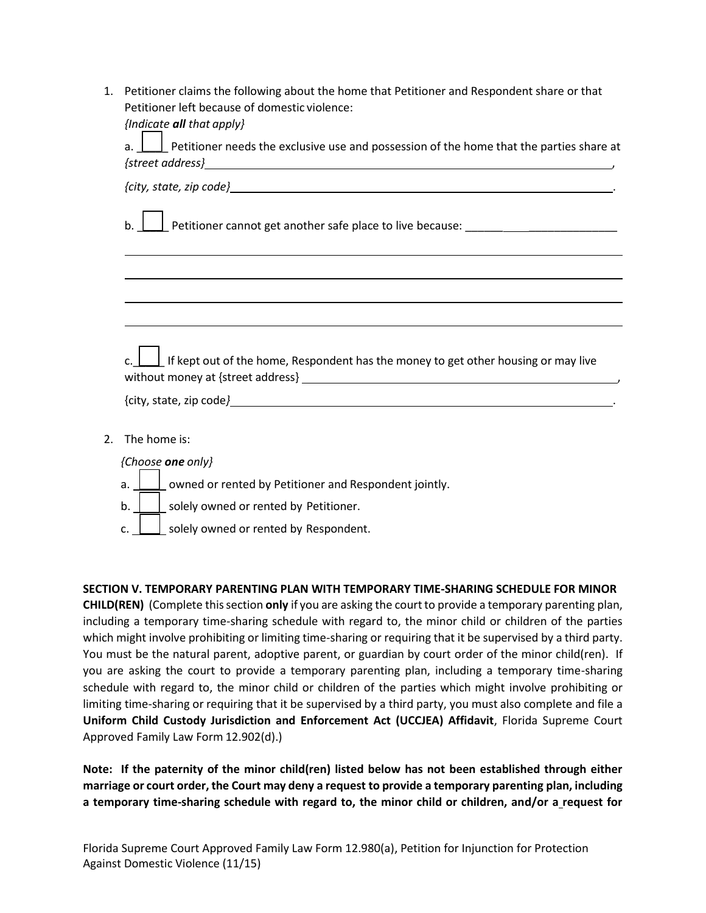1. Petitioner claims the following about the home that Petitioner and Respondent share or that Petitioner left because of domestic violence:
   *{Indicate **all** that apply}*

   a. ____ Petitioner needs the exclusive use and possession of the home that the parties share at *{street address}*__________________________________________________________________,

   *{city, state, zip code}*__________________________________________________________________.

   b. ____ Petitioner cannot get another safe place to live because: _____________________

   ______________________________________________________________________________

   ______________________________________________________________________________

   ______________________________________________________________________________

   ______________________________________________________________________________

   c. ____ If kept out of the home, Respondent has the money to get other housing or may live without money at {street address} __________________________________________________,

   {city, state, zip code*}*__________________________________________________________________.

2. The home is:

   *{Choose **one** only}*

   a. ____ owned or rented by Petitioner and Respondent jointly.
   b. ____ solely owned or rented by Petitioner.
   c. ____ solely owned or rented by Respondent.

**SECTION V. TEMPORARY PARENTING PLAN WITH TEMPORARY TIME-SHARING SCHEDULE FOR MINOR CHILD(REN)** (Complete this section **only** if you are asking the court to provide a temporary parenting plan, including a temporary time-sharing schedule with regard to, the minor child or children of the parties which might involve prohibiting or limiting time-sharing or requiring that it be supervised by a third party. You must be the natural parent, adoptive parent, or guardian by court order of the minor child(ren). If you are asking the court to provide a temporary parenting plan, including a temporary time-sharing schedule with regard to, the minor child or children of the parties which might involve prohibiting or limiting time-sharing or requiring that it be supervised by a third party, you must also complete and file a **Uniform Child Custody Jurisdiction and Enforcement Act (UCCJEA) Affidavit**, Florida Supreme Court Approved Family Law Form 12.902(d).)

**Note: If the paternity of the minor child(ren) listed below has not been established through either marriage or court order, the Court may deny a request to provide a temporary parenting plan, including a temporary time-sharing schedule with regard to, the minor child or children, and/or a request for**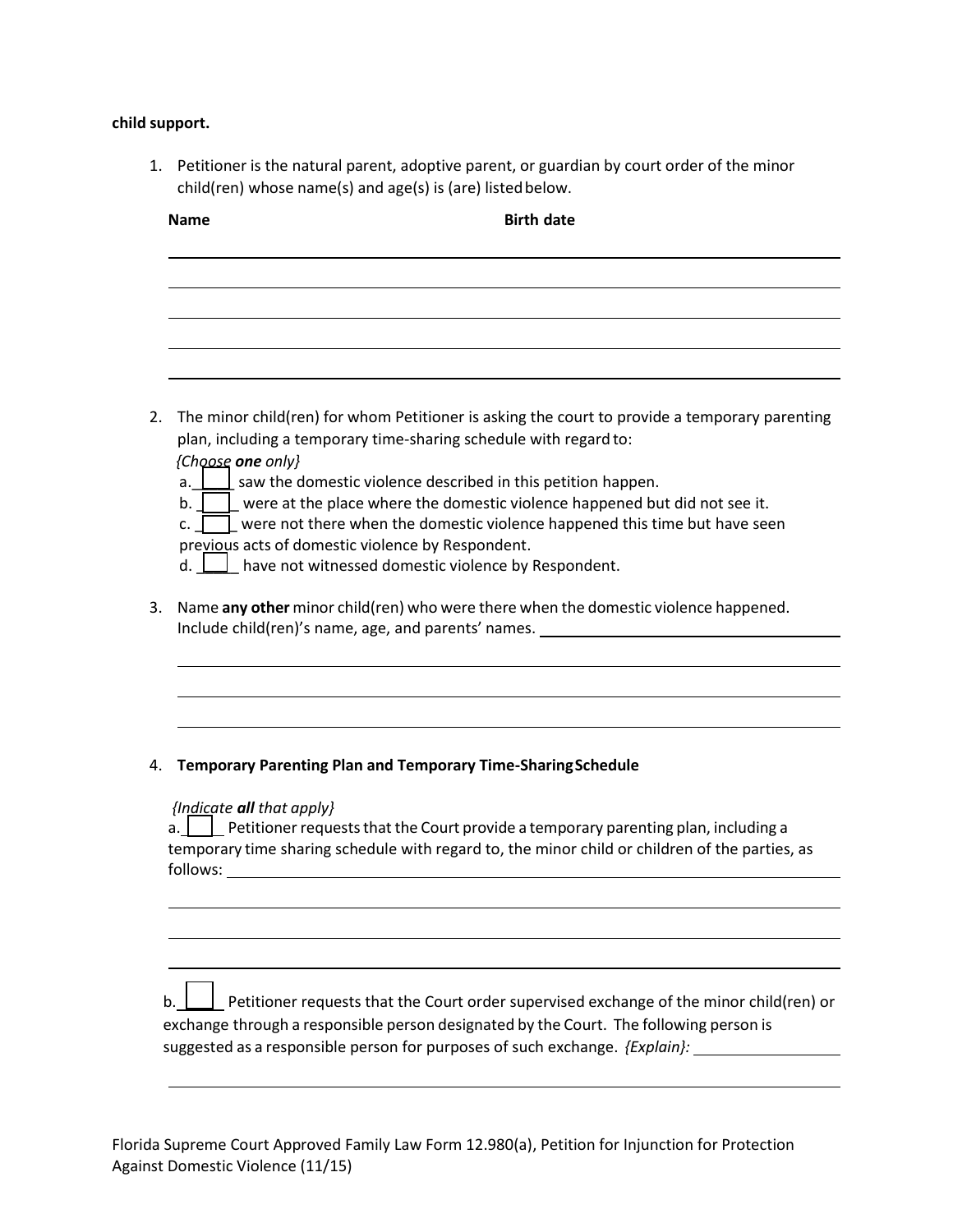**child support.**

1. Petitioner is the natural parent, adoptive parent, or guardian by court order of the minor child(ren) whose name(s) and age(s) is (are) listed below.

| Name | Birth date |
|---|---|
| | |
| | |
| | |
| | |

2. The minor child(ren) for whom Petitioner is asking the court to provide a temporary parenting plan, including a temporary time-sharing schedule with regard to:
   *{Choose **one** only}*
   a. ☐ saw the domestic violence described in this petition happen.
   b. ☐ were at the place where the domestic violence happened but did not see it.
   c. ☐ were not there when the domestic violence happened this time but have seen previous acts of domestic violence by Respondent.
   d. ☐ have not witnessed domestic violence by Respondent.

3. Name **any other** minor child(ren) who were there when the domestic violence happened. Include child(ren)'s name, age, and parents' names. ______________________________
   ______________________________________________________________________________
   ______________________________________________________________________________
   ______________________________________________________________________________

4. **Temporary Parenting Plan and Temporary Time-Sharing Schedule**

   *{Indicate **all** that apply}*
   a. ☐ Petitioner requests that the Court provide a temporary parenting plan, including a temporary time sharing schedule with regard to, the minor child or children of the parties, as follows: ______________________________________________________________
   ______________________________________________________________________________
   ______________________________________________________________________________
   ______________________________________________________________________________

   b. ☐ Petitioner requests that the Court order supervised exchange of the minor child(ren) or exchange through a responsible person designated by the Court. The following person is suggested as a responsible person for purposes of such exchange. *{Explain}:* ______________
   ______________________________________________________________________________

Florida Supreme Court Approved Family Law Form 12.980(a), Petition for Injunction for Protection Against Domestic Violence (11/15)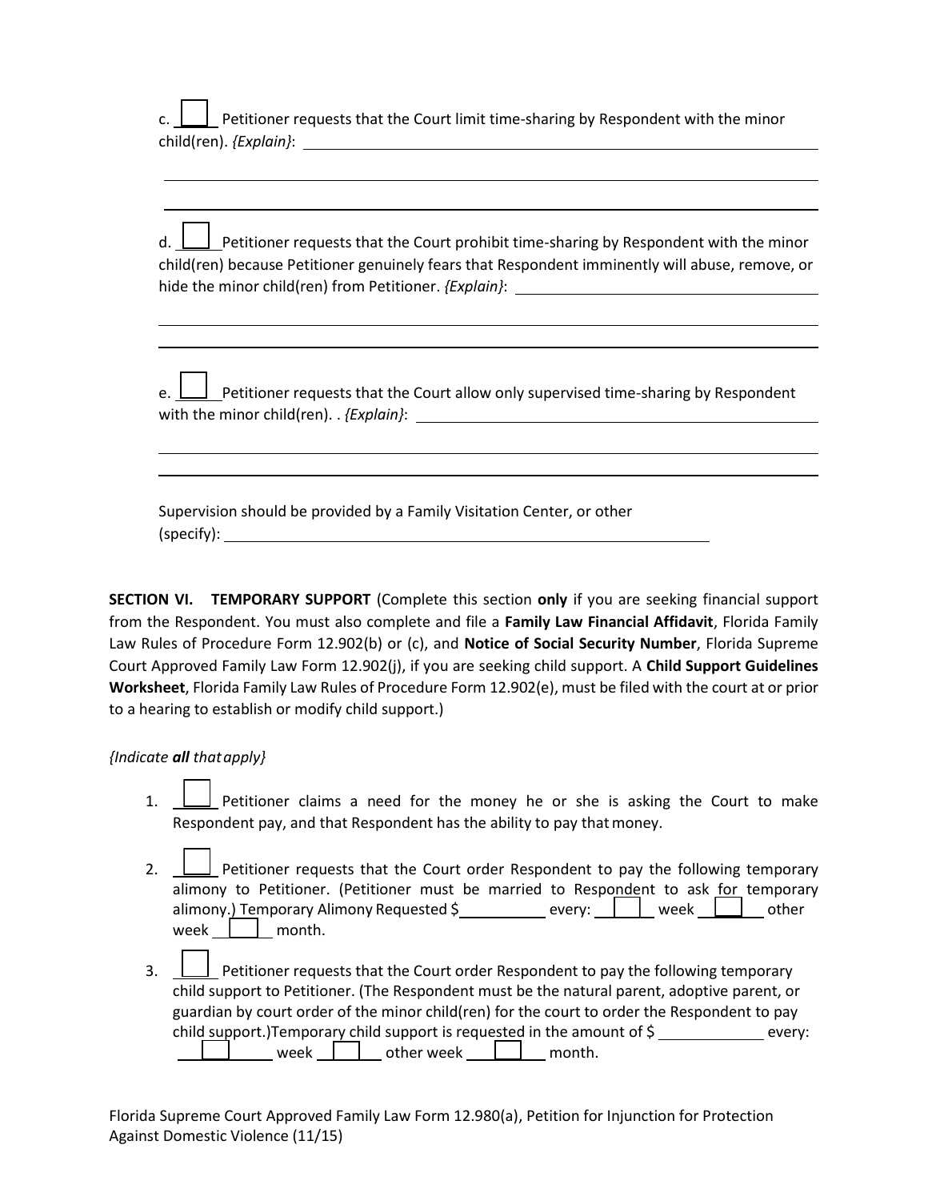c. ☐ Petitioner requests that the Court limit time-sharing by Respondent with the minor child(ren). *{Explain}*: ______________________________________________

______________________________________________________________________

______________________________________________________________________

d. ☐ Petitioner requests that the Court prohibit time-sharing by Respondent with the minor child(ren) because Petitioner genuinely fears that Respondent imminently will abuse, remove, or hide the minor child(ren) from Petitioner. *{Explain}*: ______________________

______________________________________________________________________

______________________________________________________________________

e. ☐ Petitioner requests that the Court allow only supervised time-sharing by Respondent with the minor child(ren). . *{Explain}*: ______________________________________

______________________________________________________________________

______________________________________________________________________

Supervision should be provided by a Family Visitation Center, or other (specify): ____________________________________________________

**SECTION VI. TEMPORARY SUPPORT** (Complete this section **only** if you are seeking financial support from the Respondent. You must also complete and file a **Family Law Financial Affidavit**, Florida Family Law Rules of Procedure Form 12.902(b) or (c), and **Notice of Social Security Number**, Florida Supreme Court Approved Family Law Form 12.902(j), if you are seeking child support. A **Child Support Guidelines Worksheet**, Florida Family Law Rules of Procedure Form 12.902(e), must be filed with the court at or prior to a hearing to establish or modify child support.)

*{Indicate **all** that apply}*

1. ☐ Petitioner claims a need for the money he or she is asking the Court to make Respondent pay, and that Respondent has the ability to pay that money.

2. ☐ Petitioner requests that the Court order Respondent to pay the following temporary alimony to Petitioner. (Petitioner must be married to Respondent to ask for temporary alimony.) Temporary Alimony Requested $__________ every: ☐ week ☐ other week ☐ month.

3. ☐ Petitioner requests that the Court order Respondent to pay the following temporary child support to Petitioner. (The Respondent must be the natural parent, adoptive parent, or guardian by court order of the minor child(ren) for the court to order the Respondent to pay child support.)Temporary child support is requested in the amount of $ __________ every: ☐ week ☐ other week ☐ month.

Florida Supreme Court Approved Family Law Form 12.980(a), Petition for Injunction for Protection Against Domestic Violence (11/15)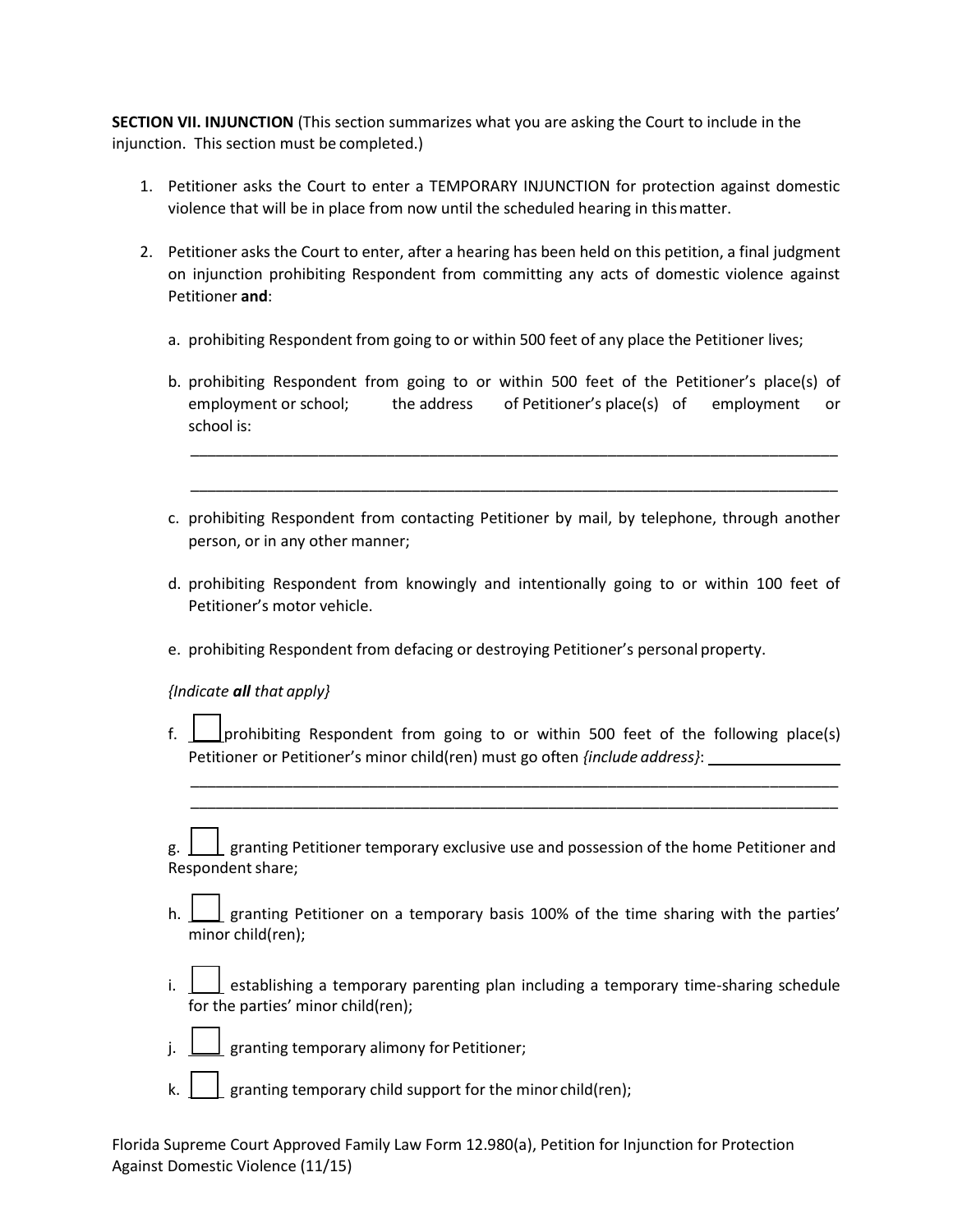**SECTION VII. INJUNCTION** (This section summarizes what you are asking the Court to include in the injunction. This section must be completed.)

1. Petitioner asks the Court to enter a TEMPORARY INJUNCTION for protection against domestic violence that will be in place from now until the scheduled hearing in this matter.

2. Petitioner asks the Court to enter, after a hearing has been held on this petition, a final judgment on injunction prohibiting Respondent from committing any acts of domestic violence against Petitioner **and**:

   a. prohibiting Respondent from going to or within 500 feet of any place the Petitioner lives;

   b. prohibiting Respondent from going to or within 500 feet of the Petitioner's place(s) of employment or school; the address of Petitioner's place(s) of employment or school is:

   ______________________________________________________________________________

   ______________________________________________________________________________

   c. prohibiting Respondent from contacting Petitioner by mail, by telephone, through another person, or in any other manner;

   d. prohibiting Respondent from knowingly and intentionally going to or within 100 feet of Petitioner's motor vehicle.

   e. prohibiting Respondent from defacing or destroying Petitioner's personal property.

   *{Indicate **all** that apply}*

   f. ☐ prohibiting Respondent from going to or within 500 feet of the following place(s) Petitioner or Petitioner's minor child(ren) must go often *{include address}*: ________________

   ______________________________________________________________________________

   ______________________________________________________________________________

   g. ☐ granting Petitioner temporary exclusive use and possession of the home Petitioner and Respondent share;

   h. ☐ granting Petitioner on a temporary basis 100% of the time sharing with the parties' minor child(ren);

   i. ☐ establishing a temporary parenting plan including a temporary time-sharing schedule for the parties' minor child(ren);

   j. ☐ granting temporary alimony for Petitioner;

   k. ☐ granting temporary child support for the minor child(ren);

Florida Supreme Court Approved Family Law Form 12.980(a), Petition for Injunction for Protection Against Domestic Violence (11/15)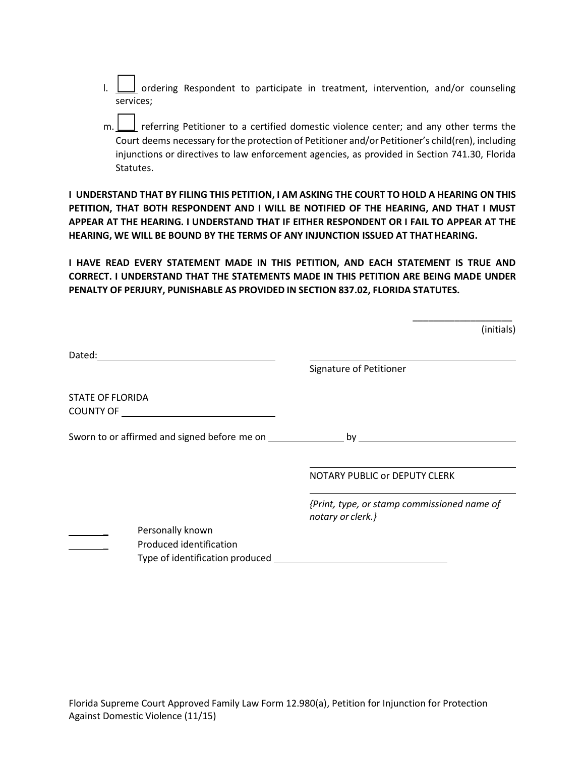l. ☐ ordering Respondent to participate in treatment, intervention, and/or counseling services;

m. ☐ referring Petitioner to a certified domestic violence center; and any other terms the Court deems necessary for the protection of Petitioner and/or Petitioner's child(ren), including injunctions or directives to law enforcement agencies, as provided in Section 741.30, Florida Statutes.

**I UNDERSTAND THAT BY FILING THIS PETITION, I AM ASKING THE COURT TO HOLD A HEARING ON THIS PETITION, THAT BOTH RESPONDENT AND I WILL BE NOTIFIED OF THE HEARING, AND THAT I MUST APPEAR AT THE HEARING. I UNDERSTAND THAT IF EITHER RESPONDENT OR I FAIL TO APPEAR AT THE HEARING, WE WILL BE BOUND BY THE TERMS OF ANY INJUNCTION ISSUED AT THAT HEARING.**

**I HAVE READ EVERY STATEMENT MADE IN THIS PETITION, AND EACH STATEMENT IS TRUE AND CORRECT. I UNDERSTAND THAT THE STATEMENTS MADE IN THIS PETITION ARE BEING MADE UNDER PENALTY OF PERJURY, PUNISHABLE AS PROVIDED IN SECTION 837.02, FLORIDA STATUTES.**

___________________ (initials)

Dated: ______________________________ ______________________________
Signature of Petitioner

STATE OF FLORIDA
COUNTY OF ______________________________

Sworn to or affirmed and signed before me on ______________ by ______________________________

______________________________
NOTARY PUBLIC or DEPUTY CLERK

______________________________
*{Print, type, or stamp commissioned name of notary or clerk.}*

_______ Personally known
_______ Produced identification
Type of identification produced ______________________________

Florida Supreme Court Approved Family Law Form 12.980(a), Petition for Injunction for Protection Against Domestic Violence (11/15)